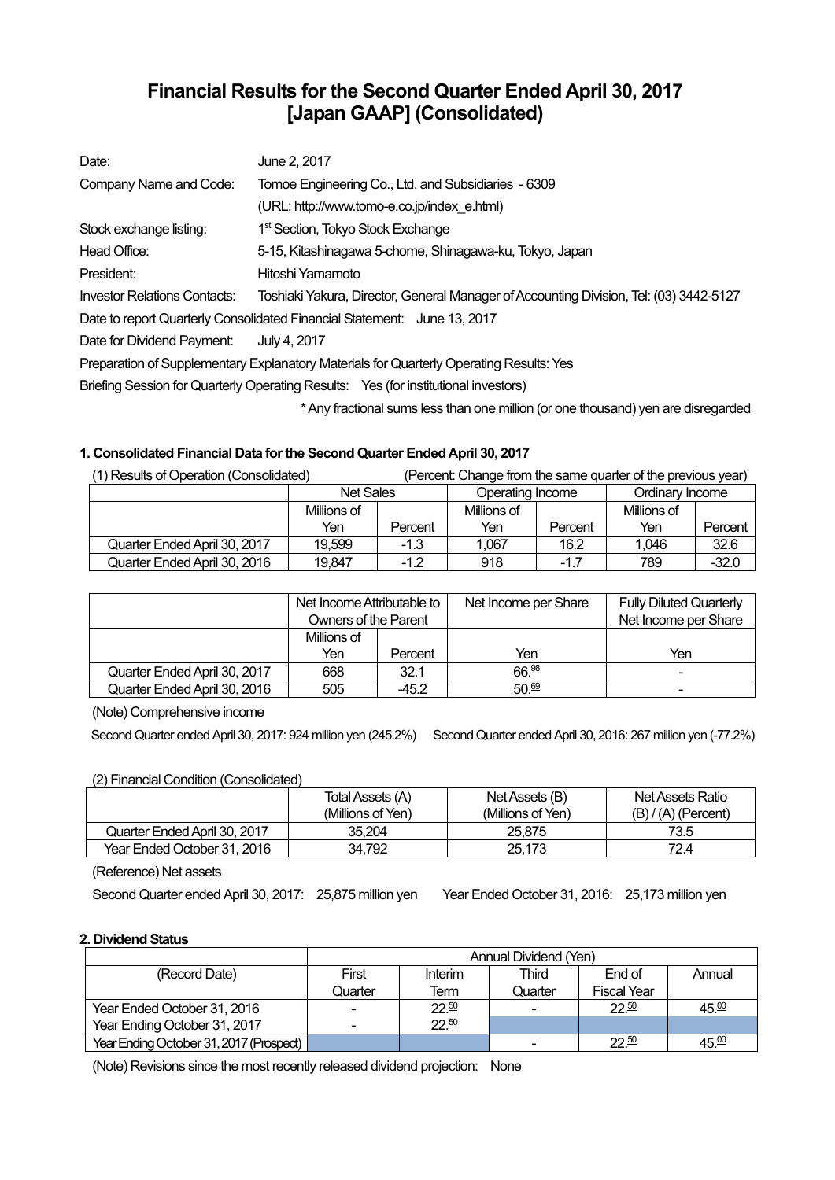# Financial Results for the Second Quarter Ended April 30, 2017 [Japan GAAP] (Consolidated)

| | |
|---|---|
| Date: | June 2, 2017 |
| Company Name and Code: | Tomoe Engineering Co., Ltd. and Subsidiaries - 6309 |
| | (URL: http://www.tomo-e.co.jp/index_e.html) |
| Stock exchange listing: | 1st Section, Tokyo Stock Exchange |
| Head Office: | 5-15, Kitashinagawa 5-chome, Shinagawa-ku, Tokyo, Japan |
| President: | Hitoshi Yamamoto |
| Investor Relations Contacts: | Toshiaki Yakura, Director, General Manager of Accounting Division, Tel: (03) 3442-5127 |

Date to report Quarterly Consolidated Financial Statement: June 13, 2017

Date for Dividend Payment: July 4, 2017

Preparation of Supplementary Explanatory Materials for Quarterly Operating Results: Yes

Briefing Session for Quarterly Operating Results: Yes (for institutional investors)

\* Any fractional sums less than one million (or one thousand) yen are disregarded

### 1. Consolidated Financial Data for the Second Quarter Ended April 30, 2017

(1) Results of Operation (Consolidated) (Percent: Change from the same quarter of the previous year)

| | Net Sales | | Operating Income | | Ordinary Income | |
|---|---|---|---|---|---|---|
| | Millions of Yen | Percent | Millions of Yen | Percent | Millions of Yen | Percent |
| Quarter Ended April 30, 2017 | 19,599 | -1.3 | 1,067 | 16.2 | 1,046 | 32.6 |
| Quarter Ended April 30, 2016 | 19,847 | -1.2 | 918 | -1.7 | 789 | -32.0 |

| | Net Income Attributable to Owners of the Parent | | Net Income per Share | Fully Diluted Quarterly Net Income per Share |
|---|---|---|---|---|
| | Millions of Yen | Percent | Yen | Yen |
| Quarter Ended April 30, 2017 | 668 | 32.1 | 66.98 | - |
| Quarter Ended April 30, 2016 | 505 | -45.2 | 50.69 | - |

(Note) Comprehensive income

Second Quarter ended April 30, 2017: 924 million yen (245.2%) Second Quarter ended April 30, 2016: 267 million yen (-77.2%)

(2) Financial Condition (Consolidated)

| | Total Assets (A) (Millions of Yen) | Net Assets (B) (Millions of Yen) | Net Assets Ratio (B) / (A) (Percent) |
|---|---|---|---|
| Quarter Ended April 30, 2017 | 35,204 | 25,875 | 73.5 |
| Year Ended October 31, 2016 | 34,792 | 25,173 | 72.4 |

(Reference) Net assets

Second Quarter ended April 30, 2017: 25,875 million yen Year Ended October 31, 2016: 25,173 million yen

### 2. Dividend Status

| | Annual Dividend (Yen) | | | | |
|---|---|---|---|---|---|
| (Record Date) | First Quarter | Interim Term | Third Quarter | End of Fiscal Year | Annual |
| Year Ended October 31, 2016 | - | 22.50 | - | 22.50 | 45.00 |
| Year Ending October 31, 2017 | - | 22.50 | | | |
| Year Ending October 31, 2017 (Prospect) | | | - | 22.50 | 45.00 |

(Note) Revisions since the most recently released dividend projection: None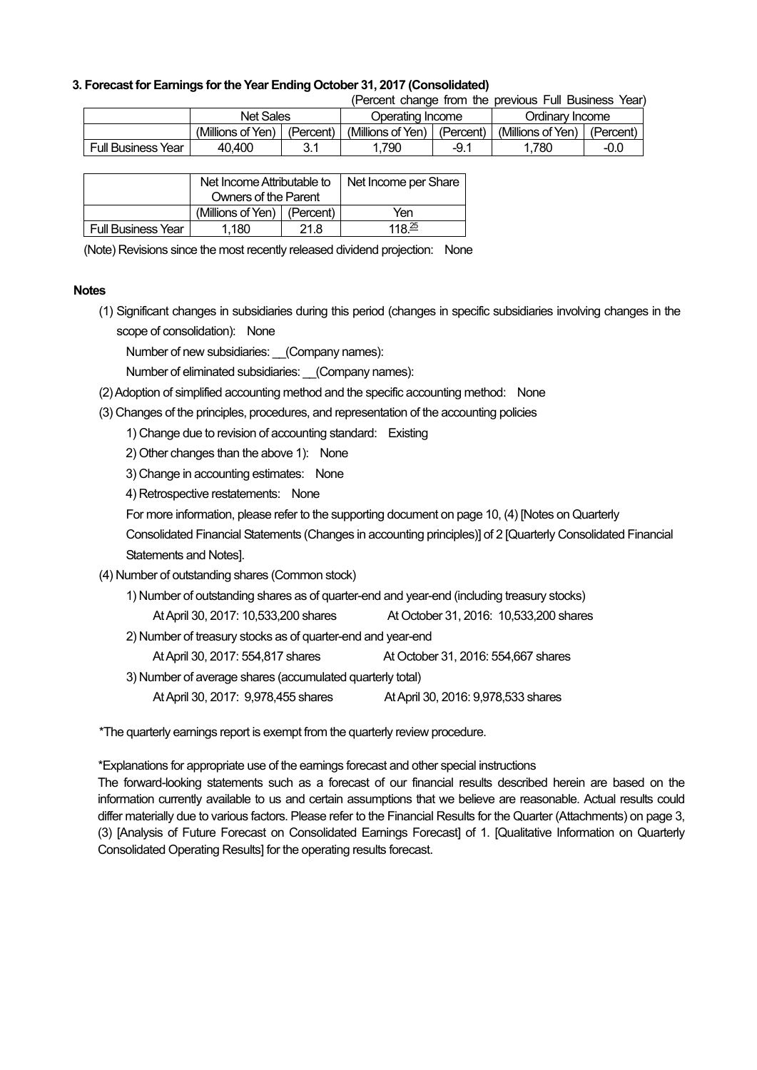### 3. Forecast for Earnings for the Year Ending October 31, 2017 (Consolidated)

(Percent change from the previous Full Business Year)

| | Net Sales | | Operating Income | | Ordinary Income | |
|---|---|---|---|---|---|---|
| | (Millions of Yen) | (Percent) | (Millions of Yen) | (Percent) | (Millions of Yen) | (Percent) |
| Full Business Year | 40,400 | 3.1 | 1,790 | -9.1 | 1,780 | -0.0 |

| | Net Income Attributable to Owners of the Parent | | Net Income per Share |
|---|---|---|---|
| | (Millions of Yen) | (Percent) | Yen |
| Full Business Year | 1,180 | 21.8 | 118.25 |

(Note) Revisions since the most recently released dividend projection: None

**Notes**

(1) Significant changes in subsidiaries during this period (changes in specific subsidiaries involving changes in the scope of consolidation): None

Number of new subsidiaries: __(Company names):

Number of eliminated subsidiaries: __(Company names):

(2) Adoption of simplified accounting method and the specific accounting method: None

(3) Changes of the principles, procedures, and representation of the accounting policies

1) Change due to revision of accounting standard: Existing

2) Other changes than the above 1): None

3) Change in accounting estimates: None

4) Retrospective restatements: None

For more information, please refer to the supporting document on page 10, (4) [Notes on Quarterly Consolidated Financial Statements (Changes in accounting principles)] of 2 [Quarterly Consolidated Financial Statements and Notes].

(4) Number of outstanding shares (Common stock)

1) Number of outstanding shares as of quarter-end and year-end (including treasury stocks)

At April 30, 2017: 10,533,200 shares At October 31, 2016: 10,533,200 shares

2) Number of treasury stocks as of quarter-end and year-end

At April 30, 2017: 554,817 shares At October 31, 2016: 554,667 shares

3) Number of average shares (accumulated quarterly total)

At April 30, 2017: 9,978,455 shares At April 30, 2016: 9,978,533 shares

*The quarterly earnings report is exempt from the quarterly review procedure.

*Explanations for appropriate use of the earnings forecast and other special instructions

The forward-looking statements such as a forecast of our financial results described herein are based on the information currently available to us and certain assumptions that we believe are reasonable. Actual results could differ materially due to various factors. Please refer to the Financial Results for the Quarter (Attachments) on page 3, (3) [Analysis of Future Forecast on Consolidated Earnings Forecast] of 1. [Qualitative Information on Quarterly Consolidated Operating Results] for the operating results forecast.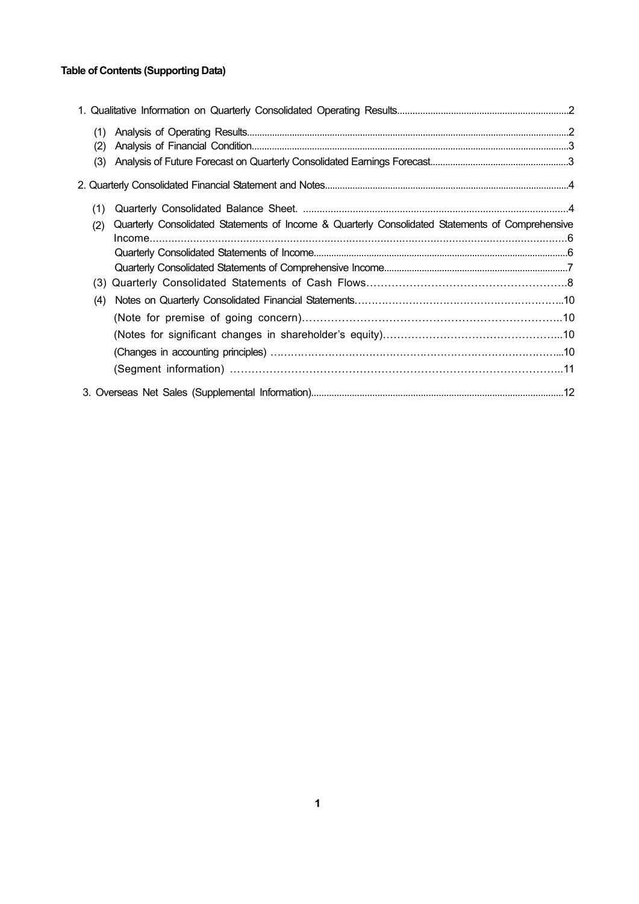**Table of Contents (Supporting Data)**

1. Qualitative Information on Quarterly Consolidated Operating Results....2
   - (1) Analysis of Operating Results....2
   - (2) Analysis of Financial Condition....3
   - (3) Analysis of Future Forecast on Quarterly Consolidated Earnings Forecast....3
2. Quarterly Consolidated Financial Statement and Notes....4
   - (1) Quarterly Consolidated Balance Sheet....4
   - (2) Quarterly Consolidated Statements of Income & Quarterly Consolidated Statements of Comprehensive Income....6
     - Quarterly Consolidated Statements of Income....6
     - Quarterly Consolidated Statements of Comprehensive Income....7
   - (3) Quarterly Consolidated Statements of Cash Flows....8
   - (4) Notes on Quarterly Consolidated Financial Statements....10
     - (Note for premise of going concern)....10
     - (Notes for significant changes in shareholder's equity)....10
     - (Changes in accounting principles)....10
     - (Segment information)....11
3. Overseas Net Sales (Supplemental Information)....12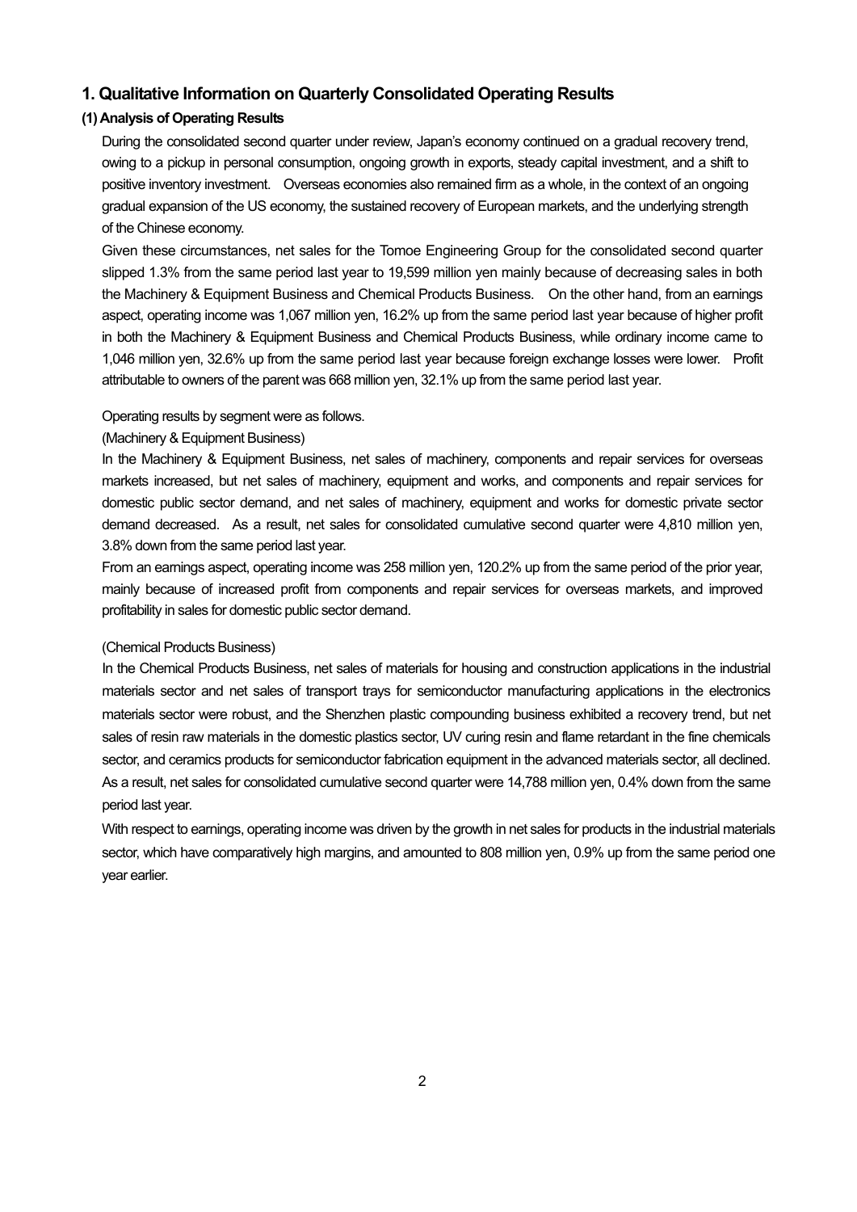## 1. Qualitative Information on Quarterly Consolidated Operating Results

### (1) Analysis of Operating Results

During the consolidated second quarter under review, Japan's economy continued on a gradual recovery trend, owing to a pickup in personal consumption, ongoing growth in exports, steady capital investment, and a shift to positive inventory investment. Overseas economies also remained firm as a whole, in the context of an ongoing gradual expansion of the US economy, the sustained recovery of European markets, and the underlying strength of the Chinese economy.

Given these circumstances, net sales for the Tomoe Engineering Group for the consolidated second quarter slipped 1.3% from the same period last year to 19,599 million yen mainly because of decreasing sales in both the Machinery & Equipment Business and Chemical Products Business. On the other hand, from an earnings aspect, operating income was 1,067 million yen, 16.2% up from the same period last year because of higher profit in both the Machinery & Equipment Business and Chemical Products Business, while ordinary income came to 1,046 million yen, 32.6% up from the same period last year because foreign exchange losses were lower. Profit attributable to owners of the parent was 668 million yen, 32.1% up from the same period last year.

Operating results by segment were as follows.

(Machinery & Equipment Business)

In the Machinery & Equipment Business, net sales of machinery, components and repair services for overseas markets increased, but net sales of machinery, equipment and works, and components and repair services for domestic public sector demand, and net sales of machinery, equipment and works for domestic private sector demand decreased. As a result, net sales for consolidated cumulative second quarter were 4,810 million yen, 3.8% down from the same period last year.

From an earnings aspect, operating income was 258 million yen, 120.2% up from the same period of the prior year, mainly because of increased profit from components and repair services for overseas markets, and improved profitability in sales for domestic public sector demand.

(Chemical Products Business)

In the Chemical Products Business, net sales of materials for housing and construction applications in the industrial materials sector and net sales of transport trays for semiconductor manufacturing applications in the electronics materials sector were robust, and the Shenzhen plastic compounding business exhibited a recovery trend, but net sales of resin raw materials in the domestic plastics sector, UV curing resin and flame retardant in the fine chemicals sector, and ceramics products for semiconductor fabrication equipment in the advanced materials sector, all declined. As a result, net sales for consolidated cumulative second quarter were 14,788 million yen, 0.4% down from the same period last year.

With respect to earnings, operating income was driven by the growth in net sales for products in the industrial materials sector, which have comparatively high margins, and amounted to 808 million yen, 0.9% up from the same period one year earlier.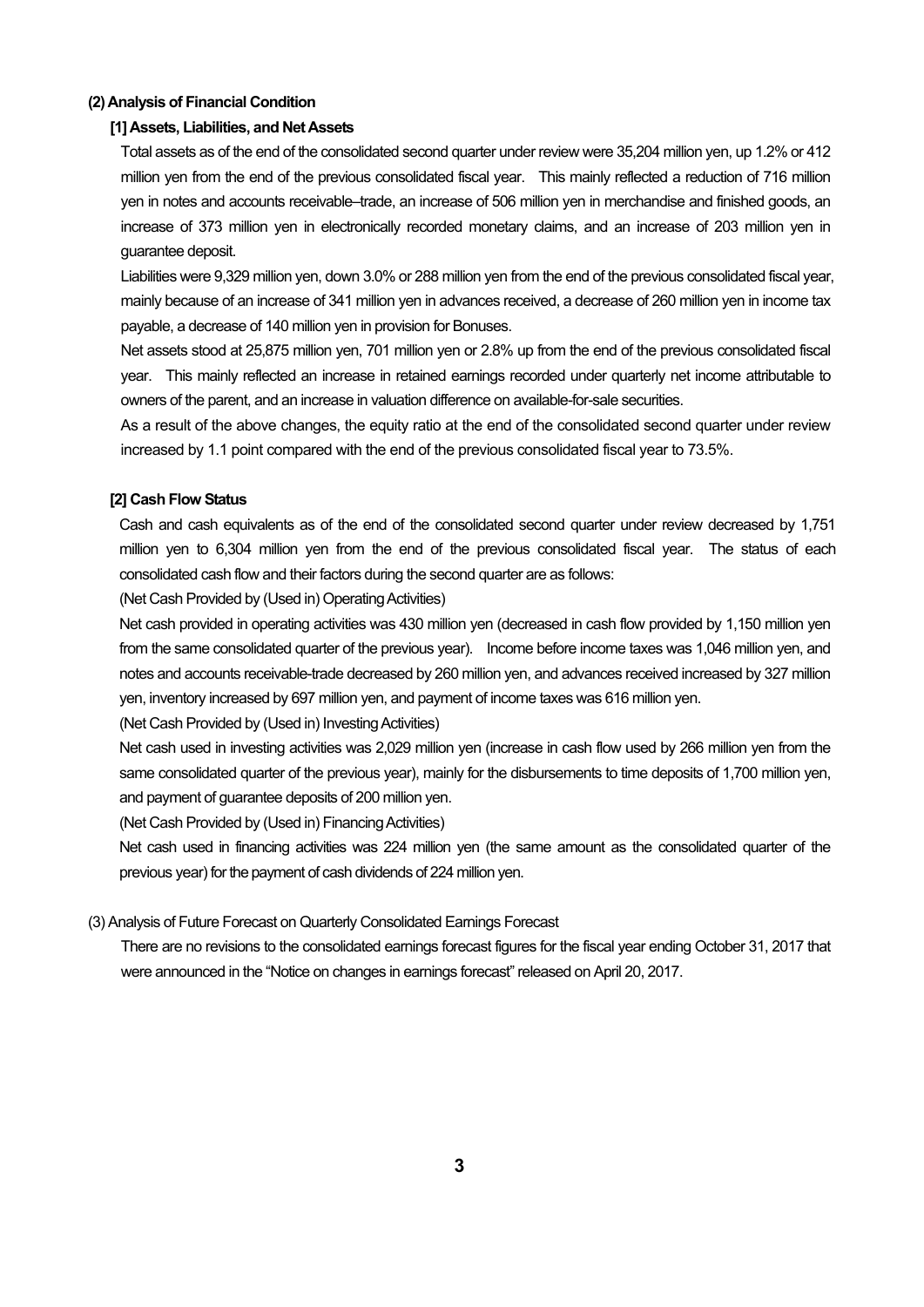### (2) Analysis of Financial Condition

#### [1] Assets, Liabilities, and Net Assets

Total assets as of the end of the consolidated second quarter under review were 35,204 million yen, up 1.2% or 412 million yen from the end of the previous consolidated fiscal year. This mainly reflected a reduction of 716 million yen in notes and accounts receivable–trade, an increase of 506 million yen in merchandise and finished goods, an increase of 373 million yen in electronically recorded monetary claims, and an increase of 203 million yen in guarantee deposit.

Liabilities were 9,329 million yen, down 3.0% or 288 million yen from the end of the previous consolidated fiscal year, mainly because of an increase of 341 million yen in advances received, a decrease of 260 million yen in income tax payable, a decrease of 140 million yen in provision for Bonuses.

Net assets stood at 25,875 million yen, 701 million yen or 2.8% up from the end of the previous consolidated fiscal year. This mainly reflected an increase in retained earnings recorded under quarterly net income attributable to owners of the parent, and an increase in valuation difference on available-for-sale securities.

As a result of the above changes, the equity ratio at the end of the consolidated second quarter under review increased by 1.1 point compared with the end of the previous consolidated fiscal year to 73.5%.

#### [2] Cash Flow Status

Cash and cash equivalents as of the end of the consolidated second quarter under review decreased by 1,751 million yen to 6,304 million yen from the end of the previous consolidated fiscal year. The status of each consolidated cash flow and their factors during the second quarter are as follows:

(Net Cash Provided by (Used in) Operating Activities)

Net cash provided in operating activities was 430 million yen (decreased in cash flow provided by 1,150 million yen from the same consolidated quarter of the previous year). Income before income taxes was 1,046 million yen, and notes and accounts receivable-trade decreased by 260 million yen, and advances received increased by 327 million yen, inventory increased by 697 million yen, and payment of income taxes was 616 million yen.

(Net Cash Provided by (Used in) Investing Activities)

Net cash used in investing activities was 2,029 million yen (increase in cash flow used by 266 million yen from the same consolidated quarter of the previous year), mainly for the disbursements to time deposits of 1,700 million yen, and payment of guarantee deposits of 200 million yen.

(Net Cash Provided by (Used in) Financing Activities)

Net cash used in financing activities was 224 million yen (the same amount as the consolidated quarter of the previous year) for the payment of cash dividends of 224 million yen.

### (3) Analysis of Future Forecast on Quarterly Consolidated Earnings Forecast

There are no revisions to the consolidated earnings forecast figures for the fiscal year ending October 31, 2017 that were announced in the "Notice on changes in earnings forecast" released on April 20, 2017.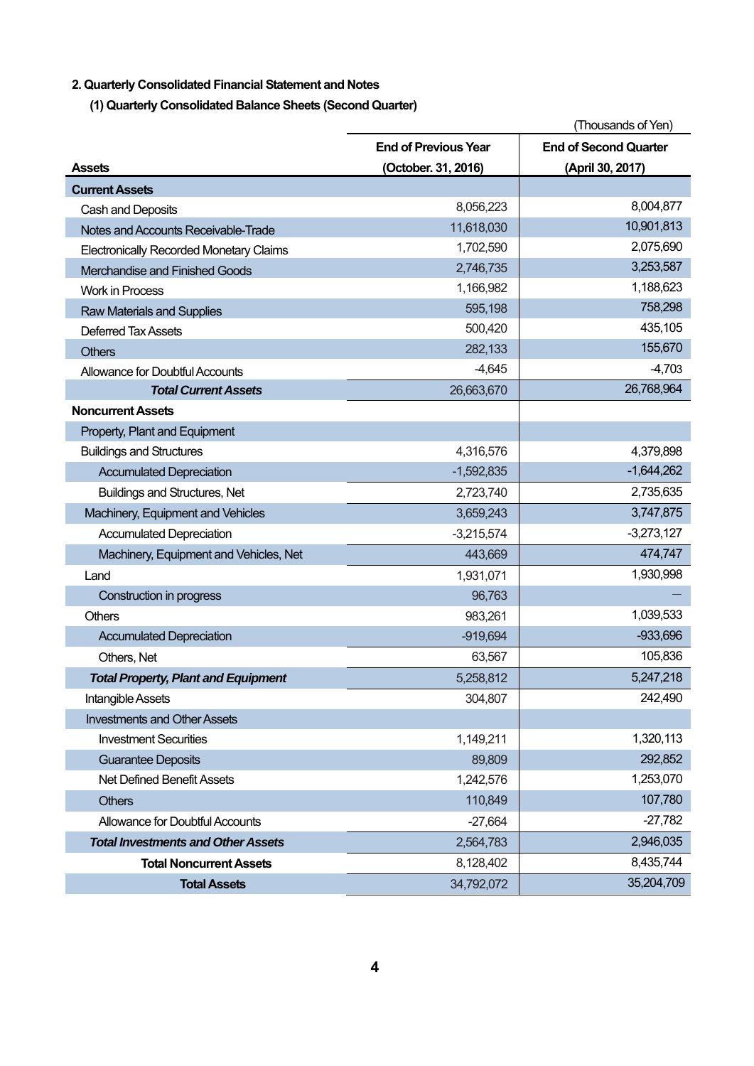## 2. Quarterly Consolidated Financial Statement and Notes

### (1) Quarterly Consolidated Balance Sheets (Second Quarter)

(Thousands of Yen)

| Assets | End of Previous Year (October. 31, 2016) | End of Second Quarter (April 30, 2017) |
|---|---|---|
| **Current Assets** | | |
| Cash and Deposits | 8,056,223 | 8,004,877 |
| Notes and Accounts Receivable-Trade | 11,618,030 | 10,901,813 |
| Electronically Recorded Monetary Claims | 1,702,590 | 2,075,690 |
| Merchandise and Finished Goods | 2,746,735 | 3,253,587 |
| Work in Process | 1,166,982 | 1,188,623 |
| Raw Materials and Supplies | 595,198 | 758,298 |
| Deferred Tax Assets | 500,420 | 435,105 |
| Others | 282,133 | 155,670 |
| Allowance for Doubtful Accounts | -4,645 | -4,703 |
| ***Total Current Assets*** | 26,663,670 | 26,768,964 |
| **Noncurrent Assets** | | |
| Property, Plant and Equipment | | |
| Buildings and Structures | 4,316,576 | 4,379,898 |
| Accumulated Depreciation | -1,592,835 | -1,644,262 |
| Buildings and Structures, Net | 2,723,740 | 2,735,635 |
| Machinery, Equipment and Vehicles | 3,659,243 | 3,747,875 |
| Accumulated Depreciation | -3,215,574 | -3,273,127 |
| Machinery, Equipment and Vehicles, Net | 443,669 | 474,747 |
| Land | 1,931,071 | 1,930,998 |
| Construction in progress | 96,763 | — |
| Others | 983,261 | 1,039,533 |
| Accumulated Depreciation | -919,694 | -933,696 |
| Others, Net | 63,567 | 105,836 |
| ***Total Property, Plant and Equipment*** | 5,258,812 | 5,247,218 |
| Intangible Assets | 304,807 | 242,490 |
| Investments and Other Assets | | |
| Investment Securities | 1,149,211 | 1,320,113 |
| Guarantee Deposits | 89,809 | 292,852 |
| Net Defined Benefit Assets | 1,242,576 | 1,253,070 |
| Others | 110,849 | 107,780 |
| Allowance for Doubtful Accounts | -27,664 | -27,782 |
| ***Total Investments and Other Assets*** | 2,564,783 | 2,946,035 |
| **Total Noncurrent Assets** | 8,128,402 | 8,435,744 |
| **Total Assets** | 34,792,072 | 35,204,709 |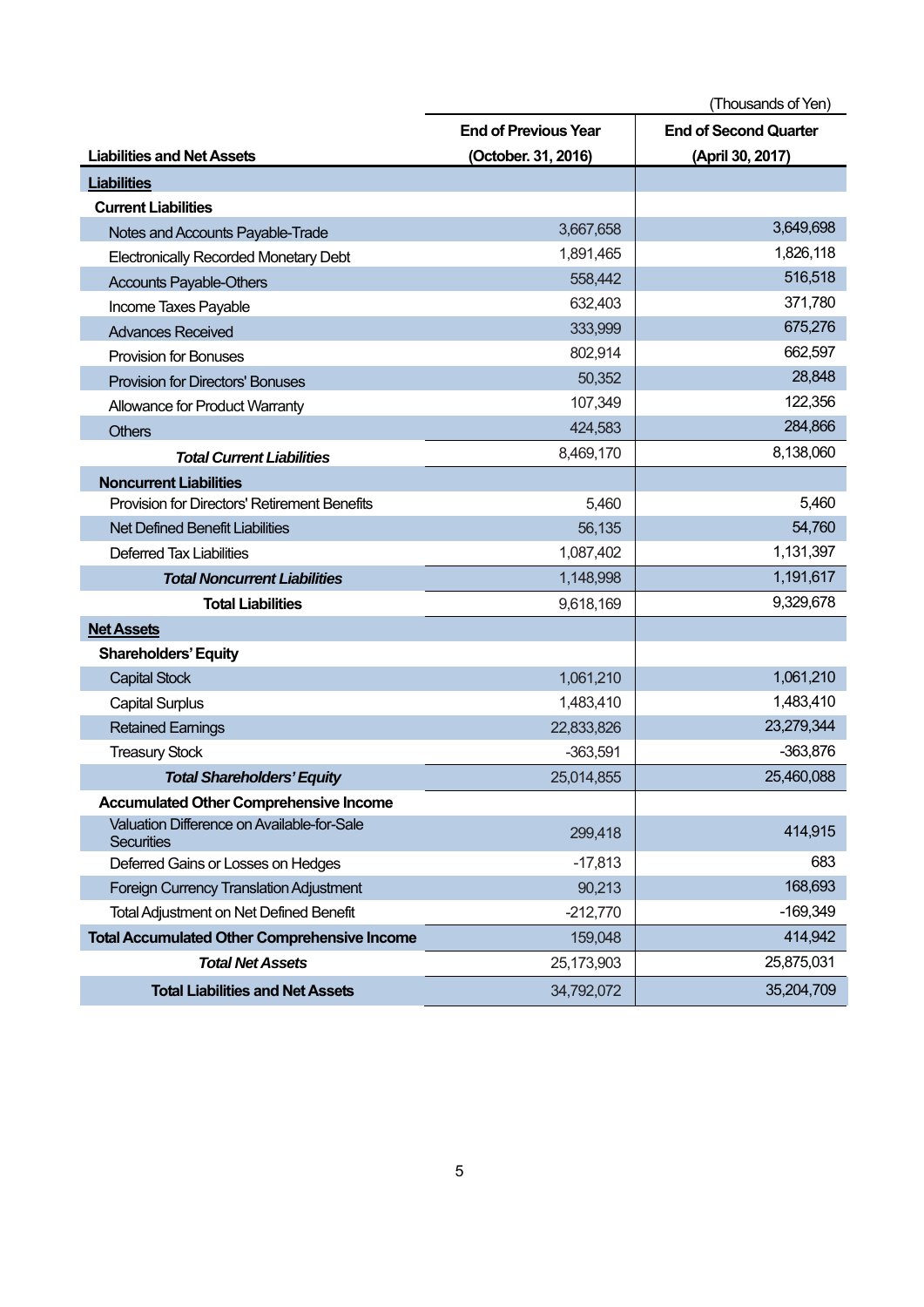(Thousands of Yen)

| Liabilities and Net Assets | End of Previous Year (October. 31, 2016) | End of Second Quarter (April 30, 2017) |
|---|---|---|
| **Liabilities** | | |
| **Current Liabilities** | | |
| Notes and Accounts Payable-Trade | 3,667,658 | 3,649,698 |
| Electronically Recorded Monetary Debt | 1,891,465 | 1,826,118 |
| Accounts Payable-Others | 558,442 | 516,518 |
| Income Taxes Payable | 632,403 | 371,780 |
| Advances Received | 333,999 | 675,276 |
| Provision for Bonuses | 802,914 | 662,597 |
| Provision for Directors' Bonuses | 50,352 | 28,848 |
| Allowance for Product Warranty | 107,349 | 122,356 |
| Others | 424,583 | 284,866 |
| ***Total Current Liabilities*** | 8,469,170 | 8,138,060 |
| **Noncurrent Liabilities** | | |
| Provision for Directors' Retirement Benefits | 5,460 | 5,460 |
| Net Defined Benefit Liabilities | 56,135 | 54,760 |
| Deferred Tax Liabilities | 1,087,402 | 1,131,397 |
| ***Total Noncurrent Liabilities*** | 1,148,998 | 1,191,617 |
| **Total Liabilities** | 9,618,169 | 9,329,678 |
| **Net Assets** | | |
| **Shareholders' Equity** | | |
| Capital Stock | 1,061,210 | 1,061,210 |
| Capital Surplus | 1,483,410 | 1,483,410 |
| Retained Earnings | 22,833,826 | 23,279,344 |
| Treasury Stock | -363,591 | -363,876 |
| ***Total Shareholders' Equity*** | 25,014,855 | 25,460,088 |
| **Accumulated Other Comprehensive Income** | | |
| Valuation Difference on Available-for-Sale Securities | 299,418 | 414,915 |
| Deferred Gains or Losses on Hedges | -17,813 | 683 |
| Foreign Currency Translation Adjustment | 90,213 | 168,693 |
| Total Adjustment on Net Defined Benefit | -212,770 | -169,349 |
| **Total Accumulated Other Comprehensive Income** | 159,048 | 414,942 |
| ***Total Net Assets*** | 25,173,903 | 25,875,031 |
| **Total Liabilities and Net Assets** | 34,792,072 | 35,204,709 |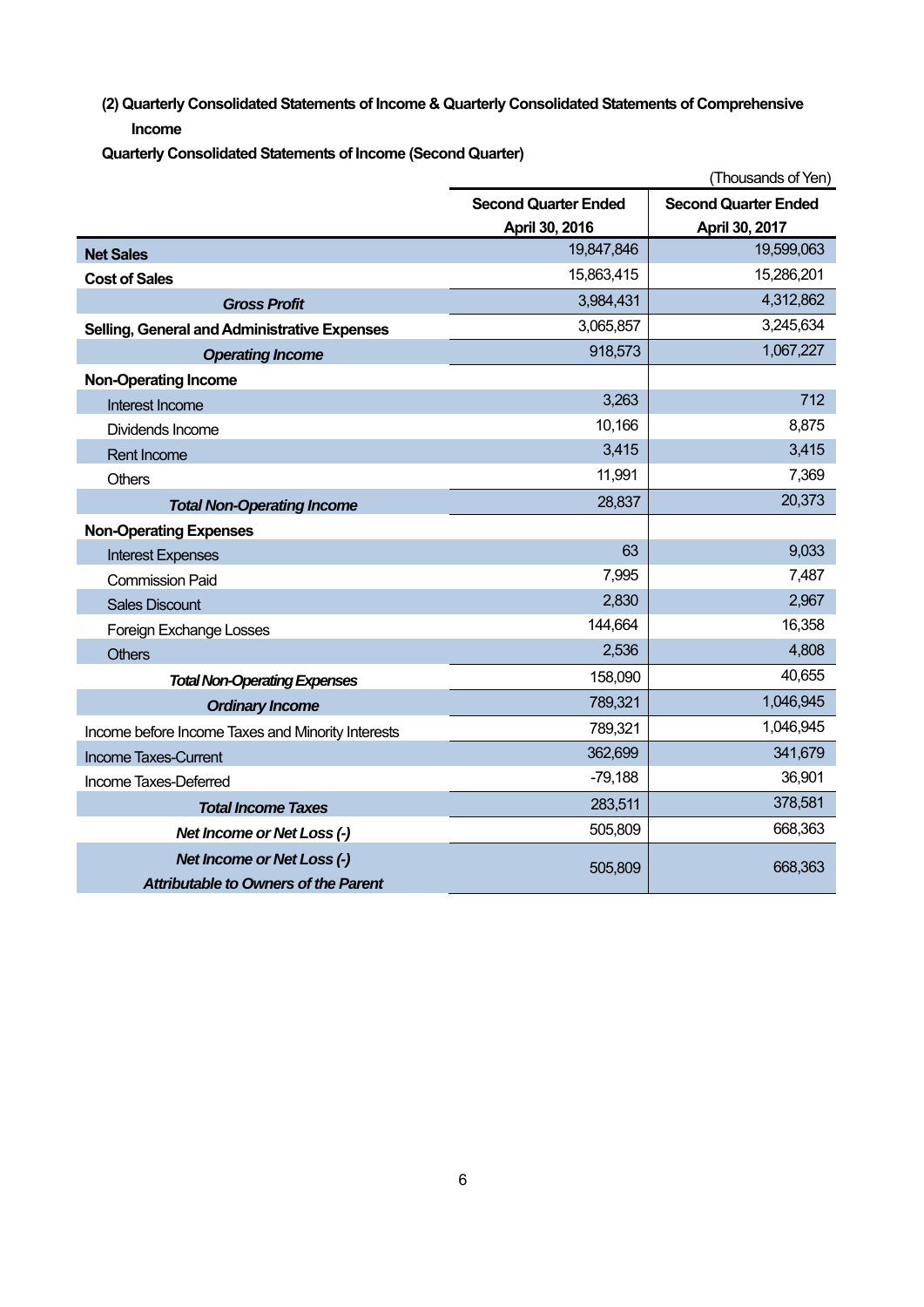### (2) Quarterly Consolidated Statements of Income & Quarterly Consolidated Statements of Comprehensive Income

**Quarterly Consolidated Statements of Income (Second Quarter)**

(Thousands of Yen)

| | Second Quarter Ended April 30, 2016 | Second Quarter Ended April 30, 2017 |
|---|---|---|
| **Net Sales** | 19,847,846 | 19,599,063 |
| **Cost of Sales** | 15,863,415 | 15,286,201 |
| ***Gross Profit*** | 3,984,431 | 4,312,862 |
| **Selling, General and Administrative Expenses** | 3,065,857 | 3,245,634 |
| ***Operating Income*** | 918,573 | 1,067,227 |
| **Non-Operating Income** | | |
| Interest Income | 3,263 | 712 |
| Dividends Income | 10,166 | 8,875 |
| Rent Income | 3,415 | 3,415 |
| Others | 11,991 | 7,369 |
| ***Total Non-Operating Income*** | 28,837 | 20,373 |
| **Non-Operating Expenses** | | |
| Interest Expenses | 63 | 9,033 |
| Commission Paid | 7,995 | 7,487 |
| Sales Discount | 2,830 | 2,967 |
| Foreign Exchange Losses | 144,664 | 16,358 |
| Others | 2,536 | 4,808 |
| ***Total Non-Operating Expenses*** | 158,090 | 40,655 |
| ***Ordinary Income*** | 789,321 | 1,046,945 |
| Income before Income Taxes and Minority Interests | 789,321 | 1,046,945 |
| Income Taxes-Current | 362,699 | 341,679 |
| Income Taxes-Deferred | -79,188 | 36,901 |
| ***Total Income Taxes*** | 283,511 | 378,581 |
| ***Net Income or Net Loss (-)*** | 505,809 | 668,363 |
| ***Net Income or Net Loss (-) Attributable to Owners of the Parent*** | 505,809 | 668,363 |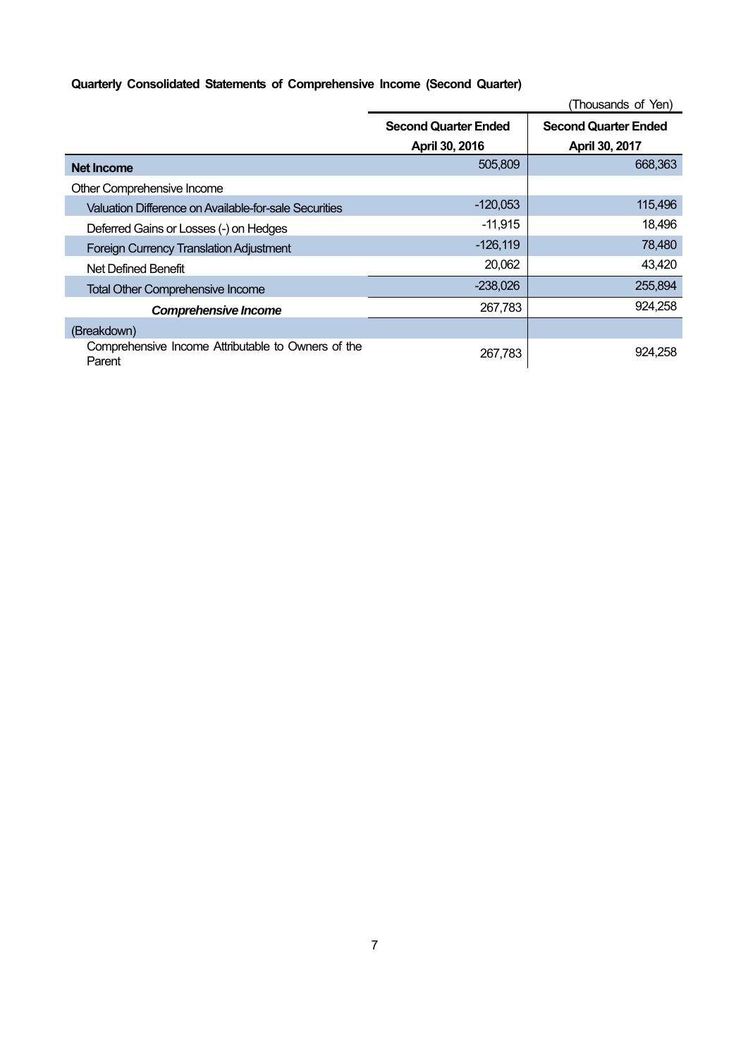**Quarterly Consolidated Statements of Comprehensive Income (Second Quarter)**

(Thousands of Yen)

| | Second Quarter Ended April 30, 2016 | Second Quarter Ended April 30, 2017 |
|---|---|---|
| **Net Income** | 505,809 | 668,363 |
| Other Comprehensive Income | | |
| Valuation Difference on Available-for-sale Securities | -120,053 | 115,496 |
| Deferred Gains or Losses (-) on Hedges | -11,915 | 18,496 |
| Foreign Currency Translation Adjustment | -126,119 | 78,480 |
| Net Defined Benefit | 20,062 | 43,420 |
| Total Other Comprehensive Income | -238,026 | 255,894 |
| ***Comprehensive Income*** | 267,783 | 924,258 |
| (Breakdown) | | |
| Comprehensive Income Attributable to Owners of the Parent | 267,783 | 924,258 |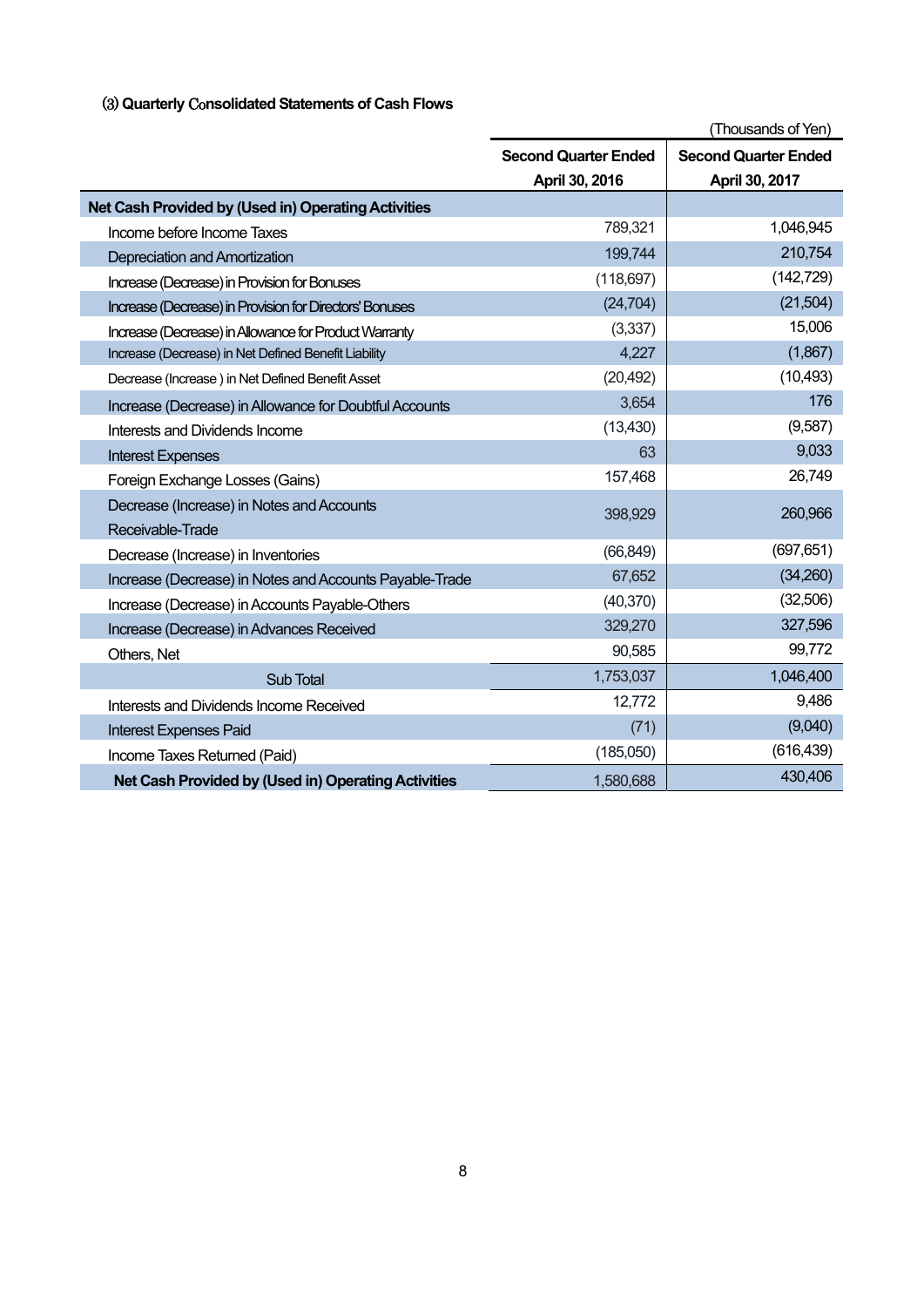### ⑶ Quarterly Consolidated Statements of Cash Flows

(Thousands of Yen)

| | Second Quarter Ended April 30, 2016 | Second Quarter Ended April 30, 2017 |
|---|---|---|
| **Net Cash Provided by (Used in) Operating Activities** | | |
| Income before Income Taxes | 789,321 | 1,046,945 |
| Depreciation and Amortization | 199,744 | 210,754 |
| Increase (Decrease) in Provision for Bonuses | (118,697) | (142,729) |
| Increase (Decrease) in Provision for Directors' Bonuses | (24,704) | (21,504) |
| Increase (Decrease) in Allowance for Product Warranty | (3,337) | 15,006 |
| Increase (Decrease) in Net Defined Benefit Liability | 4,227 | (1,867) |
| Decrease (Increase ) in Net Defined Benefit Asset | (20,492) | (10,493) |
| Increase (Decrease) in Allowance for Doubtful Accounts | 3,654 | 176 |
| Interests and Dividends Income | (13,430) | (9,587) |
| Interest Expenses | 63 | 9,033 |
| Foreign Exchange Losses (Gains) | 157,468 | 26,749 |
| Decrease (Increase) in Notes and Accounts Receivable-Trade | 398,929 | 260,966 |
| Decrease (Increase) in Inventories | (66,849) | (697,651) |
| Increase (Decrease) in Notes and Accounts Payable-Trade | 67,652 | (34,260) |
| Increase (Decrease) in Accounts Payable-Others | (40,370) | (32,506) |
| Increase (Decrease) in Advances Received | 329,270 | 327,596 |
| Others, Net | 90,585 | 99,772 |
| Sub Total | 1,753,037 | 1,046,400 |
| Interests and Dividends Income Received | 12,772 | 9,486 |
| Interest Expenses Paid | (71) | (9,040) |
| Income Taxes Returned (Paid) | (185,050) | (616,439) |
| **Net Cash Provided by (Used in) Operating Activities** | 1,580,688 | 430,406 |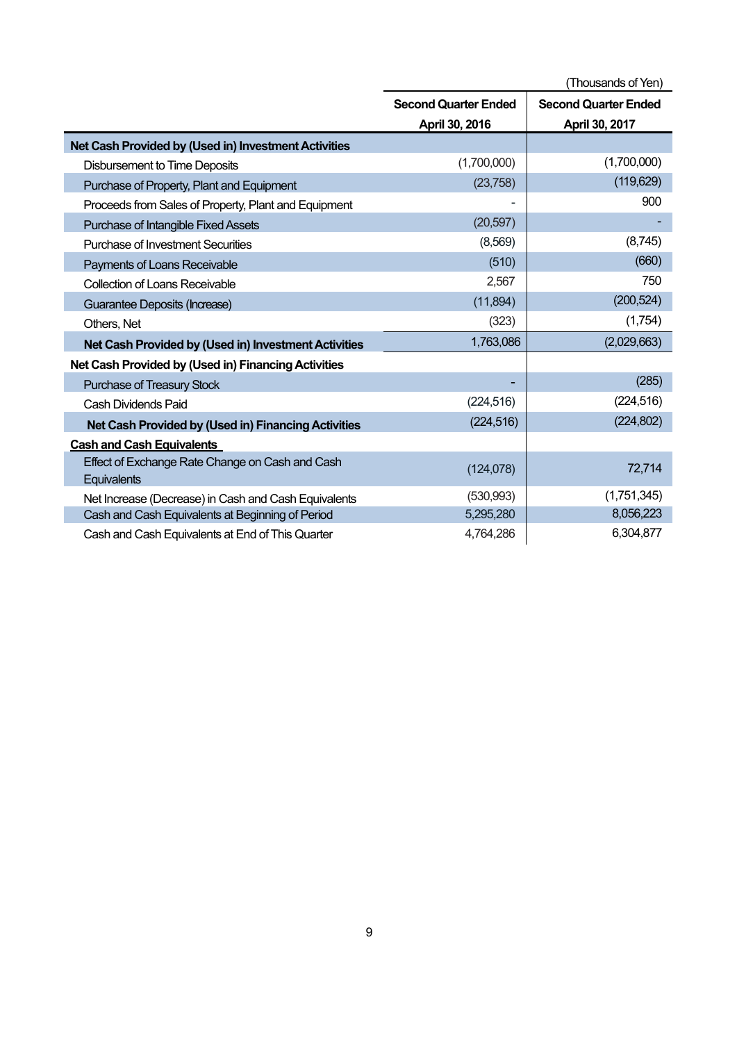(Thousands of Yen)

| | Second Quarter Ended April 30, 2016 | Second Quarter Ended April 30, 2017 |
|---|---|---|
| **Net Cash Provided by (Used in) Investment Activities** | | |
| Disbursement to Time Deposits | (1,700,000) | (1,700,000) |
| Purchase of Property, Plant and Equipment | (23,758) | (119,629) |
| Proceeds from Sales of Property, Plant and Equipment | - | 900 |
| Purchase of Intangible Fixed Assets | (20,597) | - |
| Purchase of Investment Securities | (8,569) | (8,745) |
| Payments of Loans Receivable | (510) | (660) |
| Collection of Loans Receivable | 2,567 | 750 |
| Guarantee Deposits (Increase) | (11,894) | (200,524) |
| Others, Net | (323) | (1,754) |
| **Net Cash Provided by (Used in) Investment Activities** | 1,763,086 | (2,029,663) |
| **Net Cash Provided by (Used in) Financing Activities** | | |
| Purchase of Treasury Stock | - | (285) |
| Cash Dividends Paid | (224,516) | (224,516) |
| **Net Cash Provided by (Used in) Financing Activities** | (224,516) | (224,802) |
| **Cash and Cash Equivalents** | | |
| Effect of Exchange Rate Change on Cash and Cash Equivalents | (124,078) | 72,714 |
| Net Increase (Decrease) in Cash and Cash Equivalents | (530,993) | (1,751,345) |
| Cash and Cash Equivalents at Beginning of Period | 5,295,280 | 8,056,223 |
| Cash and Cash Equivalents at End of This Quarter | 4,764,286 | 6,304,877 |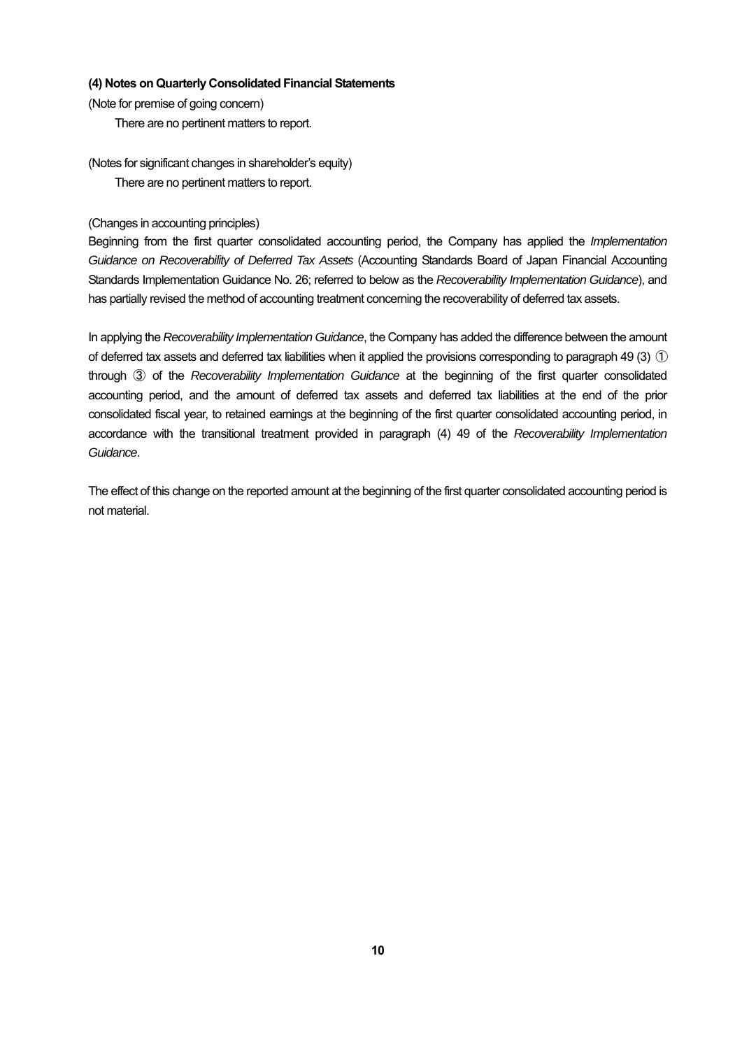### (4) Notes on Quarterly Consolidated Financial Statements

(Note for premise of going concern)

There are no pertinent matters to report.

(Notes for significant changes in shareholder's equity)

There are no pertinent matters to report.

(Changes in accounting principles)

Beginning from the first quarter consolidated accounting period, the Company has applied the *Implementation Guidance on Recoverability of Deferred Tax Assets* (Accounting Standards Board of Japan Financial Accounting Standards Implementation Guidance No. 26; referred to below as the *Recoverability Implementation Guidance*), and has partially revised the method of accounting treatment concerning the recoverability of deferred tax assets.

In applying the *Recoverability Implementation Guidance*, the Company has added the difference between the amount of deferred tax assets and deferred tax liabilities when it applied the provisions corresponding to paragraph 49 (3) ① through ③ of the *Recoverability Implementation Guidance* at the beginning of the first quarter consolidated accounting period, and the amount of deferred tax assets and deferred tax liabilities at the end of the prior consolidated fiscal year, to retained earnings at the beginning of the first quarter consolidated accounting period, in accordance with the transitional treatment provided in paragraph (4) 49 of the *Recoverability Implementation Guidance*.

The effect of this change on the reported amount at the beginning of the first quarter consolidated accounting period is not material.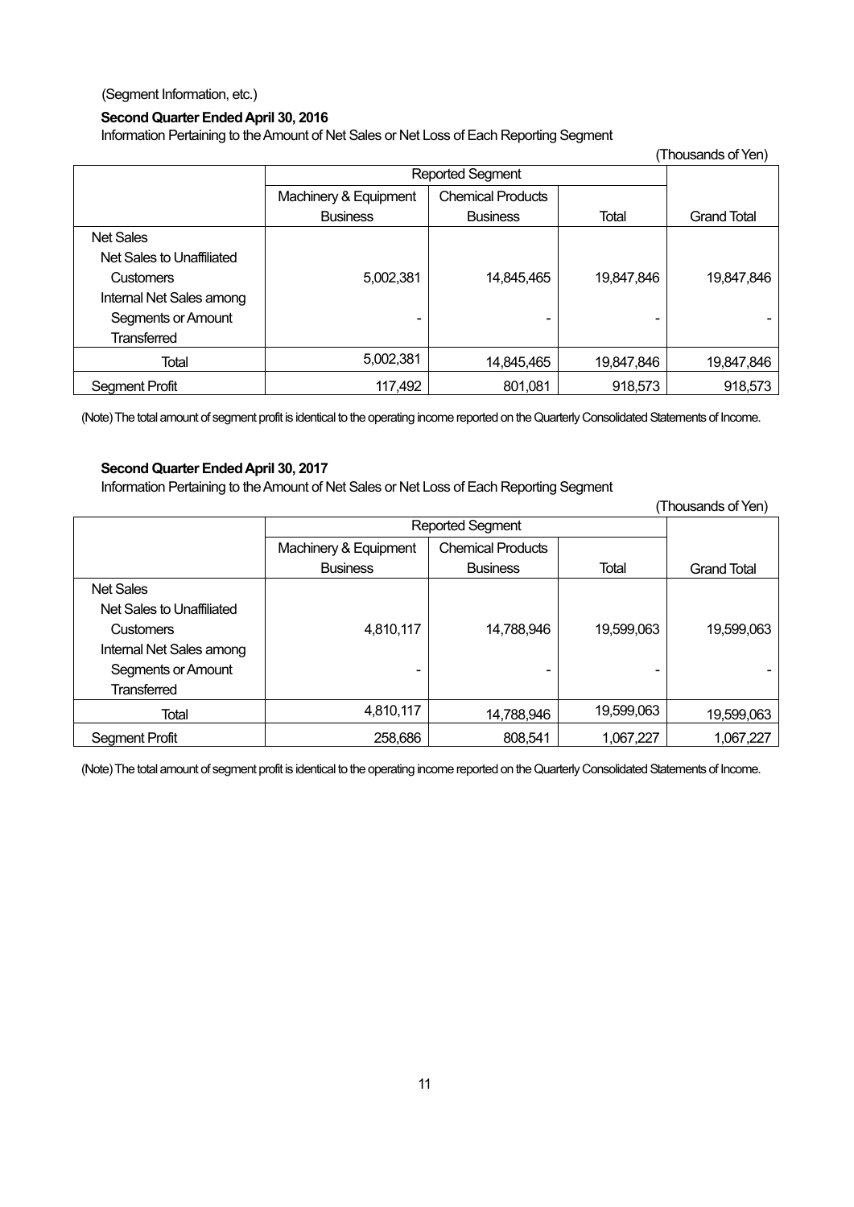(Segment Information, etc.)

**Second Quarter Ended April 30, 2016**

Information Pertaining to the Amount of Net Sales or Net Loss of Each Reporting Segment

(Thousands of Yen)

| | Reported Segment | | | |
|---|---|---|---|---|
| | Machinery & Equipment Business | Chemical Products Business | Total | Grand Total |
| Net Sales | | | | |
| Net Sales to Unaffiliated Customers | 5,002,381 | 14,845,465 | 19,847,846 | 19,847,846 |
| Internal Net Sales among Segments or Amount Transferred | - | - | - | - |
| Total | 5,002,381 | 14,845,465 | 19,847,846 | 19,847,846 |
| Segment Profit | 117,492 | 801,081 | 918,573 | 918,573 |

(Note) The total amount of segment profit is identical to the operating income reported on the Quarterly Consolidated Statements of Income.

**Second Quarter Ended April 30, 2017**

Information Pertaining to the Amount of Net Sales or Net Loss of Each Reporting Segment

(Thousands of Yen)

| | Reported Segment | | | |
|---|---|---|---|---|
| | Machinery & Equipment Business | Chemical Products Business | Total | Grand Total |
| Net Sales | | | | |
| Net Sales to Unaffiliated Customers | 4,810,117 | 14,788,946 | 19,599,063 | 19,599,063 |
| Internal Net Sales among Segments or Amount Transferred | - | - | - | - |
| Total | 4,810,117 | 14,788,946 | 19,599,063 | 19,599,063 |
| Segment Profit | 258,686 | 808,541 | 1,067,227 | 1,067,227 |

(Note) The total amount of segment profit is identical to the operating income reported on the Quarterly Consolidated Statements of Income.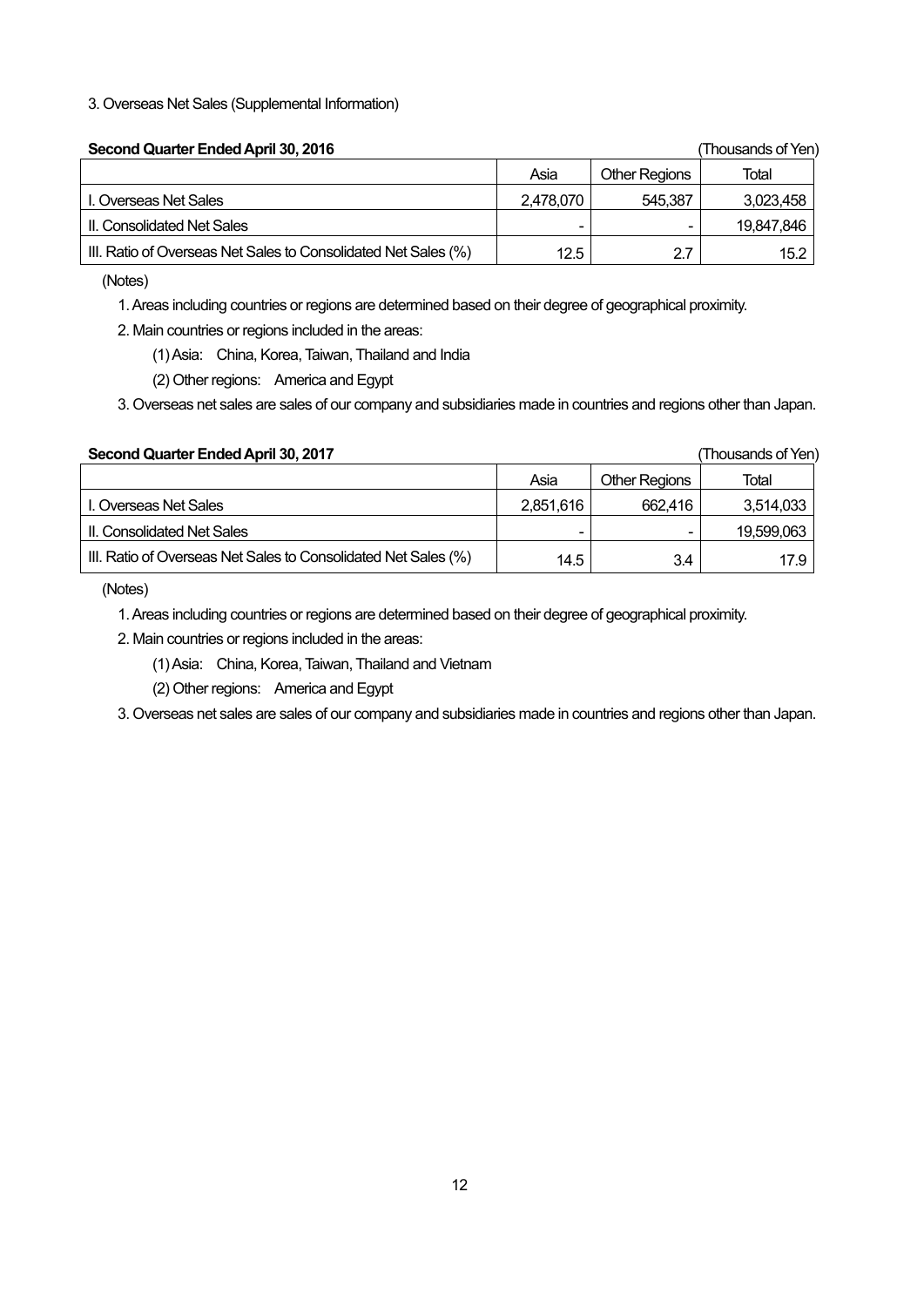3. Overseas Net Sales (Supplemental Information)

**Second Quarter Ended April 30, 2016**

(Thousands of Yen)

| | Asia | Other Regions | Total |
|---|---|---|---|
| I. Overseas Net Sales | 2,478,070 | 545,387 | 3,023,458 |
| II. Consolidated Net Sales | - | - | 19,847,846 |
| III. Ratio of Overseas Net Sales to Consolidated Net Sales (%) | 12.5 | 2.7 | 15.2 |

(Notes)

1. Areas including countries or regions are determined based on their degree of geographical proximity.
2. Main countries or regions included in the areas:
   (1) Asia: China, Korea, Taiwan, Thailand and India
   (2) Other regions: America and Egypt
3. Overseas net sales are sales of our company and subsidiaries made in countries and regions other than Japan.

**Second Quarter Ended April 30, 2017**

(Thousands of Yen)

| | Asia | Other Regions | Total |
|---|---|---|---|
| I. Overseas Net Sales | 2,851,616 | 662,416 | 3,514,033 |
| II. Consolidated Net Sales | - | - | 19,599,063 |
| III. Ratio of Overseas Net Sales to Consolidated Net Sales (%) | 14.5 | 3.4 | 17.9 |

(Notes)

1. Areas including countries or regions are determined based on their degree of geographical proximity.
2. Main countries or regions included in the areas:
   (1) Asia: China, Korea, Taiwan, Thailand and Vietnam
   (2) Other regions: America and Egypt
3. Overseas net sales are sales of our company and subsidiaries made in countries and regions other than Japan.